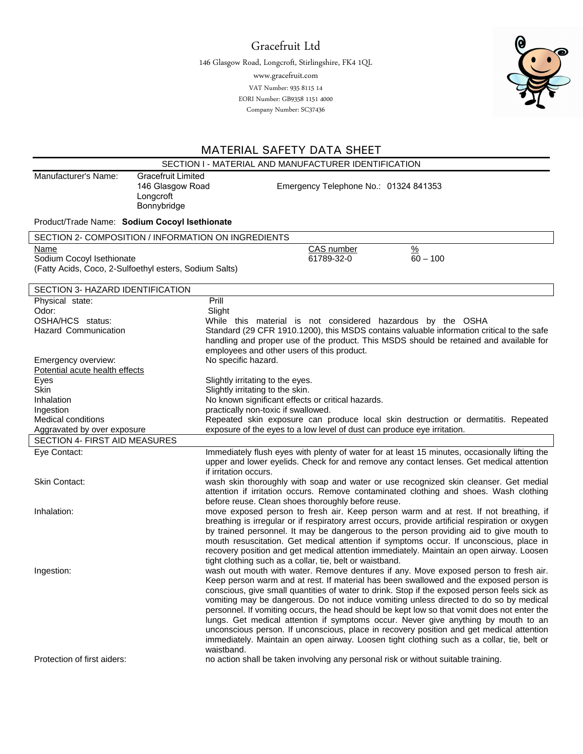# Gracefruit Ltd

146 Glasgow Road, Longcroft, Stirlingshire, FK4 1QL

www.gracefruit.com

VAT Number: 935 8115 14

EORI Number: GB9358 1151 4000

Company Number: SC37436

## MATERIAL SAFETY DATA SHEET

### SECTION I - MATERIAL AND MANUFACTURER IDENTIFICATION

Manufacturer's Name: Gracefruit Limited
146 Glasgow Road
Longcroft
Bonnybridge

Emergency Telephone No.: 01324 841353

Product/Trade Name: **Sodium Cocoyl Isethionate**

### SECTION 2- COMPOSITION / INFORMATION ON INGREDIENTS

| Name | CAS number | % |
|---|---|---|
| Sodium Cocoyl Isethionate (Fatty Acids, Coco, 2-Sulfoethyl esters, Sodium Salts) | 61789-32-0 | 60 – 100 |

### SECTION 3- HAZARD IDENTIFICATION

| | |
|---|---|
| Physical state: | Prill |
| Odor: | Slight |
| OSHA/HCS status: Hazard Communication | While this material is not considered hazardous by the OSHA Standard (29 CFR 1910.1200), this MSDS contains valuable information critical to the safe handling and proper use of the product. This MSDS should be retained and available for employees and other users of this product. |
| Emergency overview: | No specific hazard. |
| Potential acute health effects | |
| Eyes | Slightly irritating to the eyes. |
| Skin | Slightly irritating to the skin. |
| Inhalation | No known significant effects or critical hazards. |
| Ingestion | practically non-toxic if swallowed. |
| Medical conditions Aggravated by over exposure | Repeated skin exposure can produce local skin destruction or dermatitis. Repeated exposure of the eyes to a low level of dust can produce eye irritation. |

### SECTION 4- FIRST AID MEASURES

| | |
|---|---|
| Eye Contact: | Immediately flush eyes with plenty of water for at least 15 minutes, occasionally lifting the upper and lower eyelids. Check for and remove any contact lenses. Get medical attention if irritation occurs. |
| Skin Contact: | wash skin thoroughly with soap and water or use recognized skin cleanser. Get medial attention if irritation occurs. Remove contaminated clothing and shoes. Wash clothing before reuse. Clean shoes thoroughly before reuse. |
| Inhalation: | move exposed person to fresh air. Keep person warm and at rest. If not breathing, if breathing is irregular or if respiratory arrest occurs, provide artificial respiration or oxygen by trained personnel. It may be dangerous to the person providing aid to give mouth to mouth resuscitation. Get medical attention if symptoms occur. If unconscious, place in recovery position and get medical attention immediately. Maintain an open airway. Loosen tight clothing such as a collar, tie, belt or waistband. |
| Ingestion: | wash out mouth with water. Remove dentures if any. Move exposed person to fresh air. Keep person warm and at rest. If material has been swallowed and the exposed person is conscious, give small quantities of water to drink. Stop if the exposed person feels sick as vomiting may be dangerous. Do not induce vomiting unless directed to do so by medical personnel. If vomiting occurs, the head should be kept low so that vomit does not enter the lungs. Get medical attention if symptoms occur. Never give anything by mouth to an unconscious person. If unconscious, place in recovery position and get medical attention immediately. Maintain an open airway. Loosen tight clothing such as a collar, tie, belt or waistband. |
| Protection of first aiders: | no action shall be taken involving any personal risk or without suitable training. |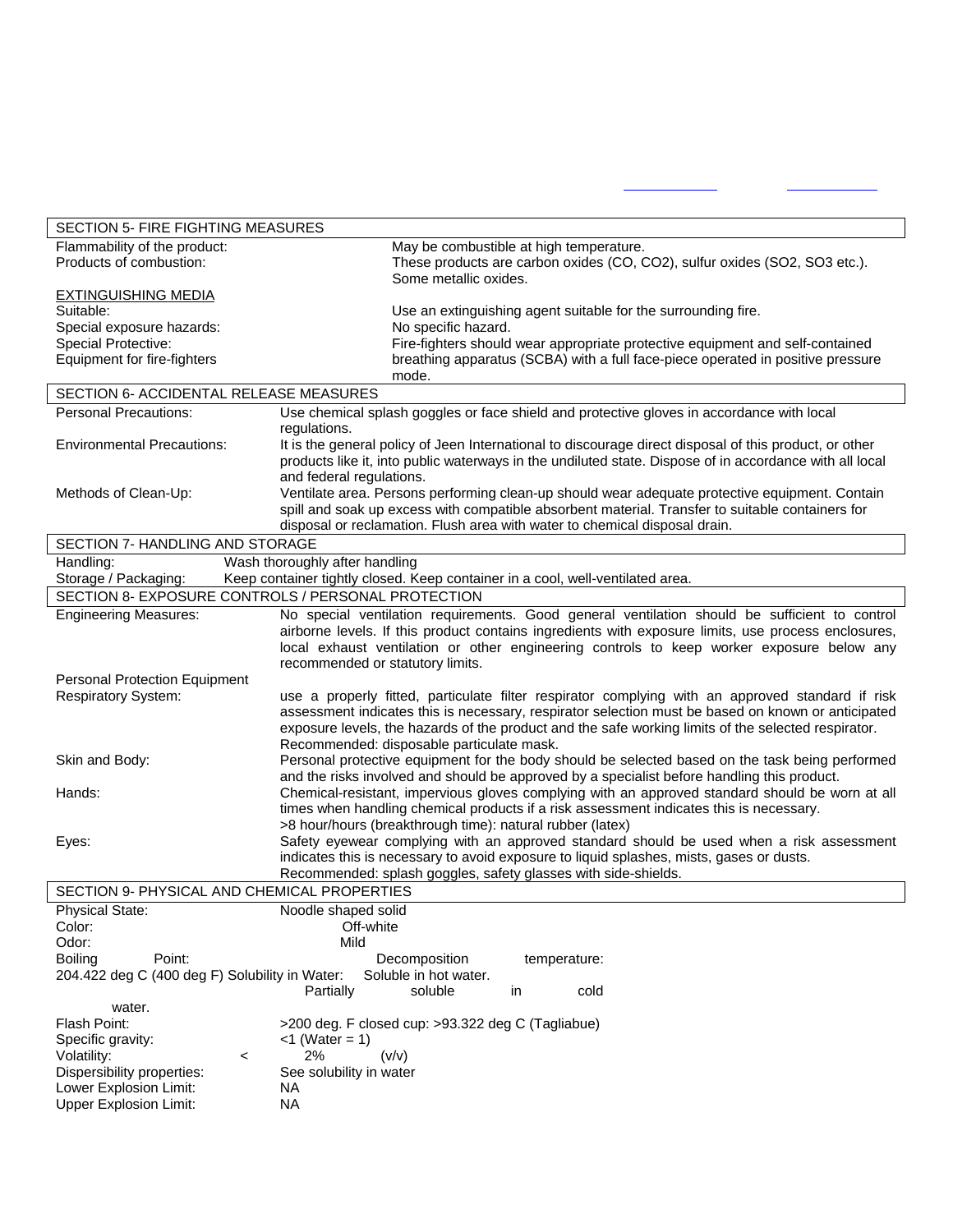## SECTION 5- FIRE FIGHTING MEASURES

| | |
|---|---|
| Flammability of the product: | May be combustible at high temperature. |
| Products of combustion: | These products are carbon oxides (CO, $CO_2$), sulfur oxides ($SO_2$, $SO_3$ etc.). Some metallic oxides. |

<u>EXTINGUISHING MEDIA</u>

| | |
|---|---|
| Suitable: | Use an extinguishing agent suitable for the surrounding fire. |
| Special exposure hazards: | No specific hazard. |
| Special Protective: Equipment for fire-fighters | Fire-fighters should wear appropriate protective equipment and self-contained breathing apparatus (SCBA) with a full face-piece operated in positive pressure mode. |

## SECTION 6- ACCIDENTAL RELEASE MEASURES

| | |
|---|---|
| Personal Precautions: | Use chemical splash goggles or face shield and protective gloves in accordance with local regulations. |
| Environmental Precautions: | It is the general policy of Jeen International to discourage direct disposal of this product, or other products like it, into public waterways in the undiluted state. Dispose of in accordance with all local and federal regulations. |
| Methods of Clean-Up: | Ventilate area. Persons performing clean-up should wear adequate protective equipment. Contain spill and soak up excess with compatible absorbent material. Transfer to suitable containers for disposal or reclamation. Flush area with water to chemical disposal drain. |

## SECTION 7- HANDLING AND STORAGE

| | |
|---|---|
| Handling: | Wash thoroughly after handling |
| Storage / Packaging: | Keep container tightly closed. Keep container in a cool, well-ventilated area. |

## SECTION 8- EXPOSURE CONTROLS / PERSONAL PROTECTION

| | |
|---|---|
| Engineering Measures: | No special ventilation requirements. Good general ventilation should be sufficient to control airborne levels. If this product contains ingredients with exposure limits, use process enclosures, local exhaust ventilation or other engineering controls to keep worker exposure below any recommended or statutory limits. |
| Personal Protection Equipment | |
| Respiratory System: | use a properly fitted, particulate filter respirator complying with an approved standard if risk assessment indicates this is necessary, respirator selection must be based on known or anticipated exposure levels, the hazards of the product and the safe working limits of the selected respirator. Recommended: disposable particulate mask. |
| Skin and Body: | Personal protective equipment for the body should be selected based on the task being performed and the risks involved and should be approved by a specialist before handling this product. |
| Hands: | Chemical-resistant, impervious gloves complying with an approved standard should be worn at all times when handling chemical products if a risk assessment indicates this is necessary. >8 hour/hours (breakthrough time): natural rubber (latex) |
| Eyes: | Safety eyewear complying with an approved standard should be used when a risk assessment indicates this is necessary to avoid exposure to liquid splashes, mists, gases or dusts. Recommended: splash goggles, safety glasses with side-shields. |

## SECTION 9- PHYSICAL AND CHEMICAL PROPERTIES

| | |
|---|---|
| Physical State: | Noodle shaped solid |
| Color: | Off-white |
| Odor: | Mild |
| Boiling Point: | Decomposition temperature: 204.422 deg C (400 deg F) |
| Solubility in Water: | Soluble in hot water. Partially soluble in cold water. |
| Flash Point: | >200 deg. F closed cup: >93.322 deg C (Tagliabue) |
| Specific gravity: | <1 (Water = 1) |
| Volatility: | < 2% (v/v) |
| Dispersibility properties: | See solubility in water |
| Lower Explosion Limit: | NA |
| Upper Explosion Limit: | NA |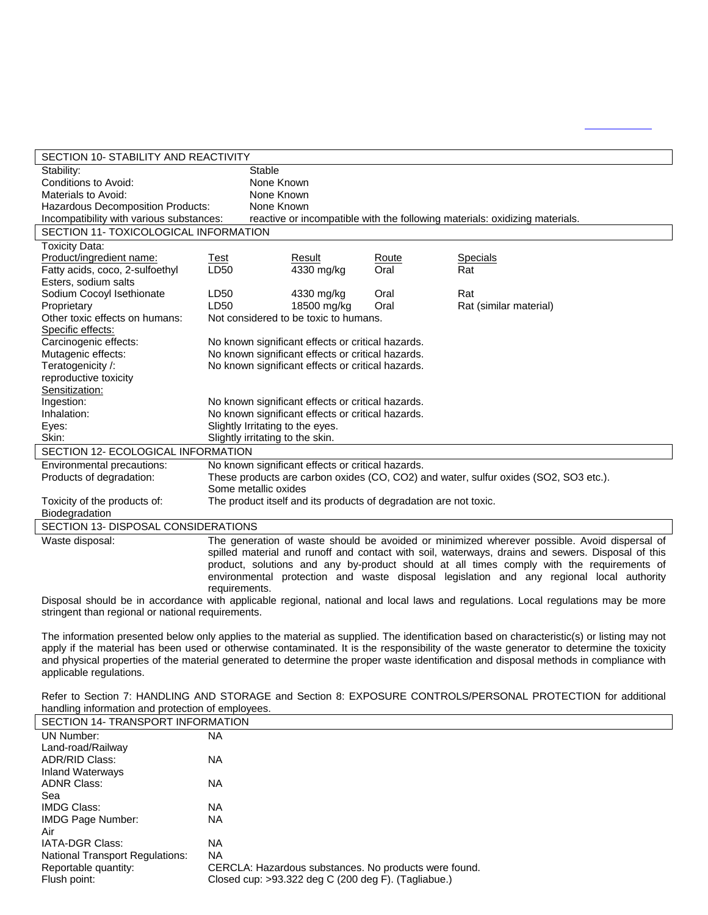## SECTION 10- STABILITY AND REACTIVITY

| | |
|---|---|
| Stability: | Stable |
| Conditions to Avoid: | None Known |
| Materials to Avoid: | None Known |
| Hazardous Decomposition Products: | None Known |
| Incompatibility with various substances: | reactive or incompatible with the following materials: oxidizing materials. |

## SECTION 11- TOXICOLOGICAL INFORMATION

Toxicity Data:

| Product/ingredient name: | Test | Result | Route | Specials |
|---|---|---|---|---|
| Fatty acids, coco, 2-sulfoethyl Esters, sodium salts | LD50 | 4330 mg/kg | Oral | Rat |
| Sodium Cocoyl Isethionate | LD50 | 4330 mg/kg | Oral | Rat |
| Proprietary | LD50 | 18500 mg/kg | Oral | Rat (similar material) |

| | |
|---|---|
| Other toxic effects on humans: | Not considered to be toxic to humans. |
| Specific effects: | |
| Carcinogenic effects: | No known significant effects or critical hazards. |
| Mutagenic effects: | No known significant effects or critical hazards. |
| Teratogenicity /: reproductive toxicity | No known significant effects or critical hazards. |
| Sensitization: | |
| Ingestion: | No known significant effects or critical hazards. |
| Inhalation: | No known significant effects or critical hazards. |
| Eyes: | Slightly Irritating to the eyes. |
| Skin: | Slightly irritating to the skin. |

## SECTION 12- ECOLOGICAL INFORMATION

| | |
|---|---|
| Environmental precautions: | No known significant effects or critical hazards. |
| Products of degradation: | These products are carbon oxides (CO, $CO_2$) and water, sulfur oxides ($SO_2$, $SO_3$ etc.). Some metallic oxides |
| Toxicity of the products of: Biodegradation | The product itself and its products of degradation are not toxic. |

## SECTION 13- DISPOSAL CONSIDERATIONS

Waste disposal: The generation of waste should be avoided or minimized wherever possible. Avoid dispersal of spilled material and runoff and contact with soil, waterways, drains and sewers. Disposal of this product, solutions and any by-product should at all times comply with the requirements of environmental protection and waste disposal legislation and any regional local authority requirements.

Disposal should be in accordance with applicable regional, national and local laws and regulations. Local regulations may be more stringent than regional or national requirements.

The information presented below only applies to the material as supplied. The identification based on characteristic(s) or listing may not apply if the material has been used or otherwise contaminated. It is the responsibility of the waste generator to determine the toxicity and physical properties of the material generated to determine the proper waste identification and disposal methods in compliance with applicable regulations.

Refer to Section 7: HANDLING AND STORAGE and Section 8: EXPOSURE CONTROLS/PERSONAL PROTECTION for additional handling information and protection of employees.

## SECTION 14- TRANSPORT INFORMATION

| | |
|---|---|
| UN Number: | NA |
| Land-road/Railway | |
| ADR/RID Class: | NA |
| Inland Waterways | |
| ADNR Class: | NA |
| Sea | |
| IMDG Class: | NA |
| IMDG Page Number: | NA |
| Air | |
| IATA-DGR Class: | NA |
| National Transport Regulations: | NA |
| Reportable quantity: | CERCLA: Hazardous substances. No products were found. |
| Flush point: | Closed cup: >93.322 deg C (200 deg F). (Tagliabue.) |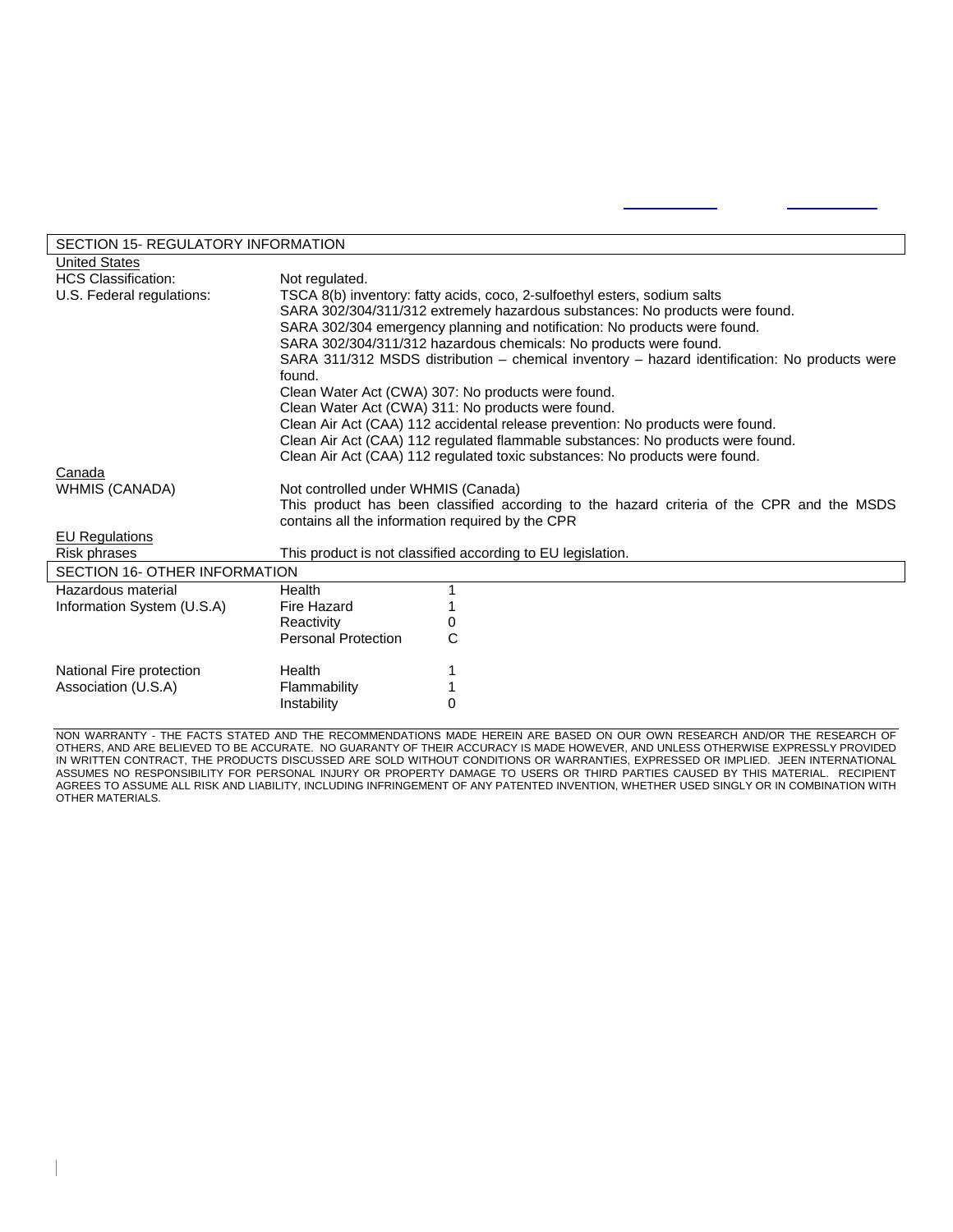## SECTION 15- REGULATORY INFORMATION

**United States**

| | |
|---|---|
| HCS Classification: | Not regulated. |
| U.S. Federal regulations: | TSCA 8(b) inventory: fatty acids, coco, 2-sulfoethyl esters, sodium salts<br>SARA 302/304/311/312 extremely hazardous substances: No products were found.<br>SARA 302/304 emergency planning and notification: No products were found.<br>SARA 302/304/311/312 hazardous chemicals: No products were found.<br>SARA 311/312 MSDS distribution – chemical inventory – hazard identification: No products were found.<br>Clean Water Act (CWA) 307: No products were found.<br>Clean Water Act (CWA) 311: No products were found.<br>Clean Air Act (CAA) 112 accidental release prevention: No products were found.<br>Clean Air Act (CAA) 112 regulated flammable substances: No products were found.<br>Clean Air Act (CAA) 112 regulated toxic substances: No products were found. |

**Canada**

| | |
|---|---|
| WHMIS (CANADA) | Not controlled under WHMIS (Canada)<br>This product has been classified according to the hazard criteria of the CPR and the MSDS contains all the information required by the CPR |

**EU Regulations**

| | |
|---|---|
| Risk phrases | This product is not classified according to EU legislation. |

## SECTION 16- OTHER INFORMATION

| | | |
|---|---|---|
| Hazardous material Information System (U.S.A) | Health | 1 |
| | Fire Hazard | 1 |
| | Reactivity | 0 |
| | Personal Protection | C |
| National Fire protection Association (U.S.A) | Health | 1 |
| | Flammability | 1 |
| | Instability | 0 |

NON WARRANTY - THE FACTS STATED AND THE RECOMMENDATIONS MADE HEREIN ARE BASED ON OUR OWN RESEARCH AND/OR THE RESEARCH OF OTHERS, AND ARE BELIEVED TO BE ACCURATE. NO GUARANTY OF THEIR ACCURACY IS MADE HOWEVER, AND UNLESS OTHERWISE EXPRESSLY PROVIDED IN WRITTEN CONTRACT, THE PRODUCTS DISCUSSED ARE SOLD WITHOUT CONDITIONS OR WARRANTIES, EXPRESSED OR IMPLIED. JEEN INTERNATIONAL ASSUMES NO RESPONSIBILITY FOR PERSONAL INJURY OR PROPERTY DAMAGE TO USERS OR THIRD PARTIES CAUSED BY THIS MATERIAL. RECIPIENT AGREES TO ASSUME ALL RISK AND LIABILITY, INCLUDING INFRINGEMENT OF ANY PATENTED INVENTION, WHETHER USED SINGLY OR IN COMBINATION WITH OTHER MATERIALS.